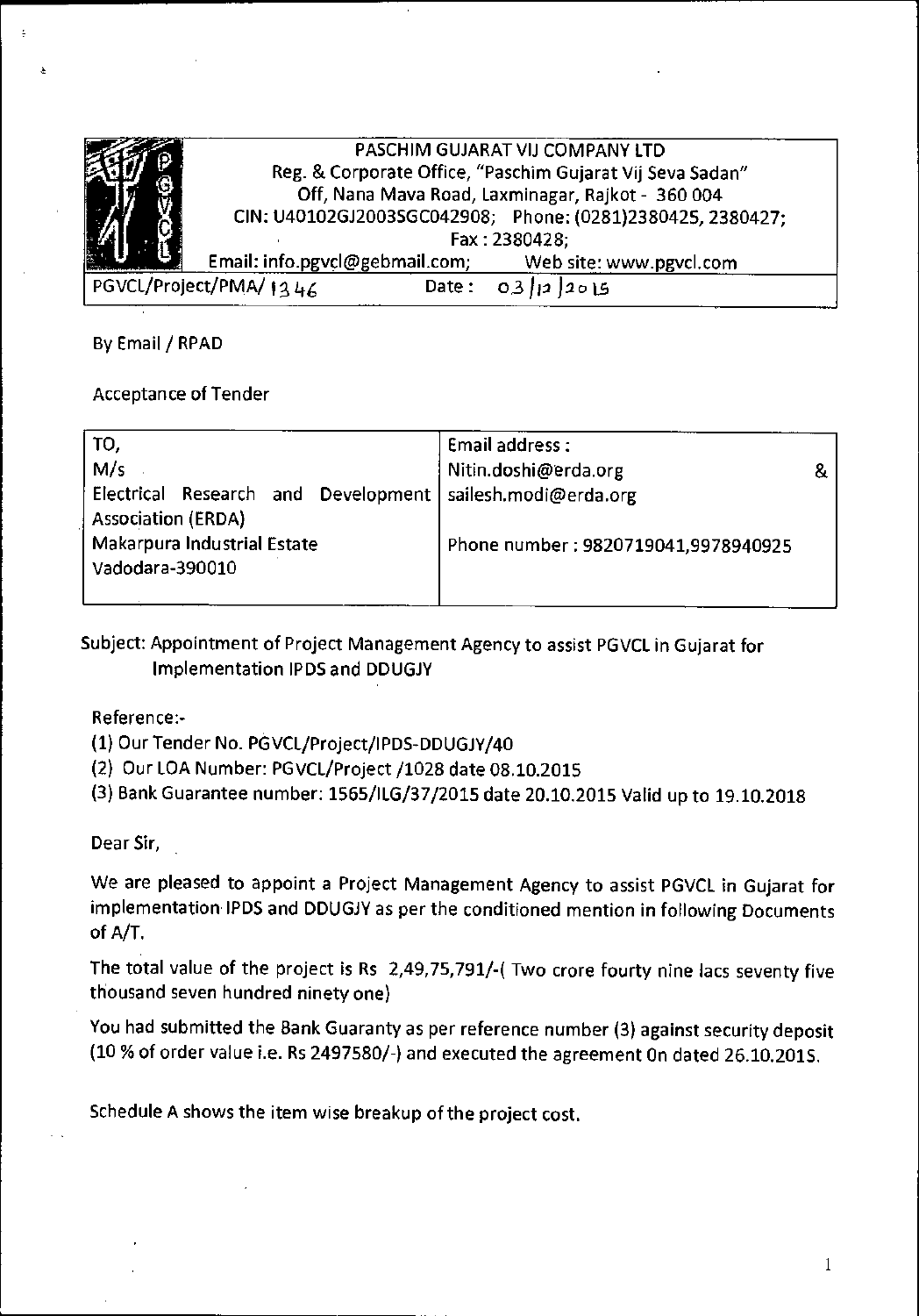| | |
|---|---|
| | PASCHIM GUJARAT VIJ COMPANY LTD<br>Reg. & Corporate Office, "Paschim Gujarat Vij Seva Sadan"<br>Off, Nana Mava Road, Laxminagar, Rajkot - 360 004<br>CIN: U40102GJ2003SGC042908; Phone: (0281)2380425, 2380427;<br>Fax : 2380428;<br>Email: info.pgvcl@gebmail.com; Web site: www.pgvcl.com |
| PGVCL/Project/PMA/ 1346 | Date : 03/12/2015 |

By Email / RPAD

Acceptance of Tender

| TO,<br>M/s<br>Electrical Research and Development Association (ERDA)<br>Makarpura Industrial Estate<br>Vadodara-390010 | Email address :<br>Nitin.doshi@erda.org &<br>sailesh.modi@erda.org<br><br>Phone number : 9820719041,9978940925 |
|---|---|

Subject: Appointment of Project Management Agency to assist PGVCL in Gujarat for Implementation IPDS and DDUGJY

Reference:-

(1) Our Tender No. PGVCL/Project/IPDS-DDUGJY/40
(2) Our LOA Number: PGVCL/Project /1028 date 08.10.2015
(3) Bank Guarantee number: 1565/ILG/37/2015 date 20.10.2015 Valid up to 19.10.2018

Dear Sir,

We are pleased to appoint a Project Management Agency to assist PGVCL in Gujarat for implementation IPDS and DDUGJY as per the conditioned mention in following Documents of A/T.

The total value of the project is Rs 2,49,75,791/-( Two crore fourty nine lacs seventy five thousand seven hundred ninety one)

You had submitted the Bank Guaranty as per reference number (3) against security deposit (10 % of order value i.e. Rs 2497580/-) and executed the agreement On dated 26.10.2015.

Schedule A shows the item wise breakup of the project cost.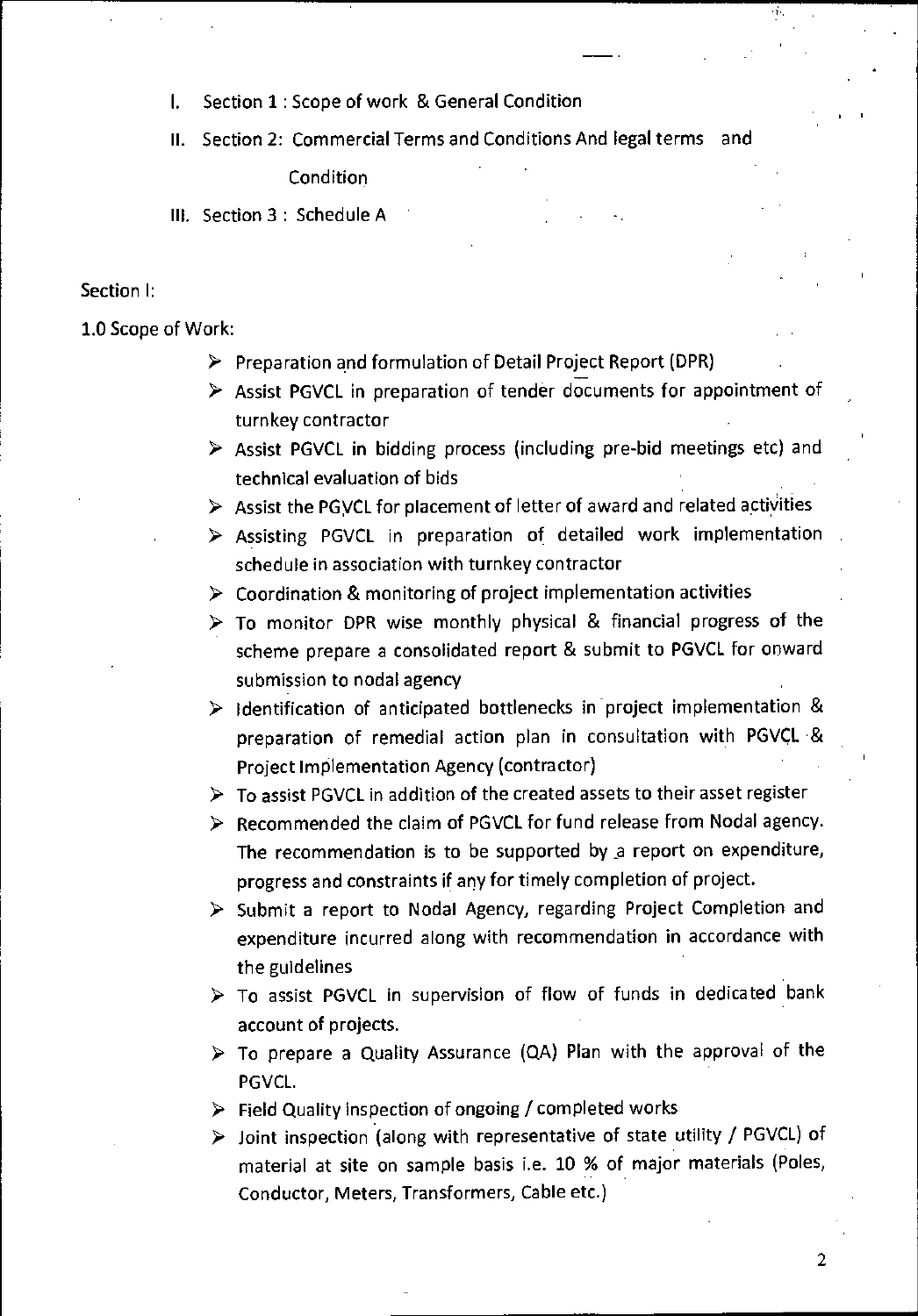I. Section 1 : Scope of work & General Condition

II. Section 2: Commercial Terms and Conditions And legal terms and Condition

III. Section 3 : Schedule A

Section I:

1.0 Scope of Work:

- Preparation and formulation of Detail Project Report (DPR)
- Assist PGVCL in preparation of tender documents for appointment of turnkey contractor
- Assist PGVCL in bidding process (including pre-bid meetings etc) and technical evaluation of bids
- Assist the PGVCL for placement of letter of award and related activities
- Assisting PGVCL in preparation of detailed work implementation schedule in association with turnkey contractor
- Coordination & monitoring of project implementation activities
- To monitor DPR wise monthly physical & financial progress of the scheme prepare a consolidated report & submit to PGVCL for onward submission to nodal agency
- Identification of anticipated bottlenecks in project implementation & preparation of remedial action plan in consultation with PGVCL & Project Implementation Agency (contractor)
- To assist PGVCL in addition of the created assets to their asset register
- Recommended the claim of PGVCL for fund release from Nodal agency. The recommendation is to be supported by a report on expenditure, progress and constraints if any for timely completion of project.
- Submit a report to Nodal Agency, regarding Project Completion and expenditure incurred along with recommendation in accordance with the guidelines
- To assist PGVCL in supervision of flow of funds in dedicated bank account of projects.
- To prepare a Quality Assurance (QA) Plan with the approval of the PGVCL.
- Field Quality Inspection of ongoing / completed works
- Joint inspection (along with representative of state utility / PGVCL) of material at site on sample basis i.e. 10 % of major materials (Poles, Conductor, Meters, Transformers, Cable etc.)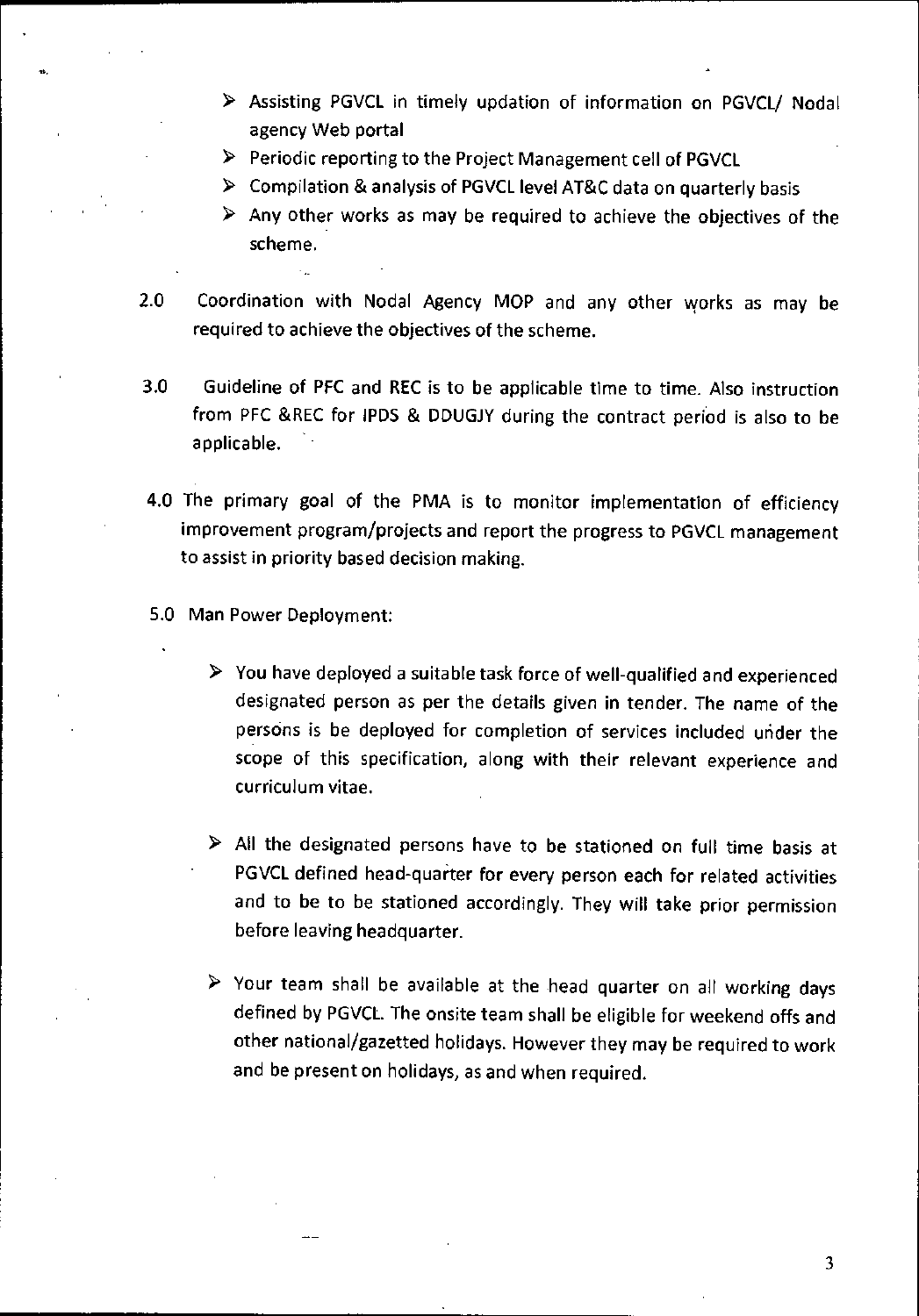- Assisting PGVCL in timely updation of information on PGVCL/ Nodal agency Web portal
- Periodic reporting to the Project Management cell of PGVCL
- Compilation & analysis of PGVCL level AT&C data on quarterly basis
- Any other works as may be required to achieve the objectives of the scheme.

2.0 Coordination with Nodal Agency MOP and any other works as may be required to achieve the objectives of the scheme.

3.0 Guideline of PFC and REC is to be applicable time to time. Also instruction from PFC &REC for IPDS & DDUGJY during the contract period is also to be applicable.

4.0 The primary goal of the PMA is to monitor implementation of efficiency improvement program/projects and report the progress to PGVCL management to assist in priority based decision making.

5.0 Man Power Deployment:

- You have deployed a suitable task force of well-qualified and experienced designated person as per the details given in tender. The name of the persons is be deployed for completion of services included under the scope of this specification, along with their relevant experience and curriculum vitae.

- All the designated persons have to be stationed on full time basis at PGVCL defined head-quarter for every person each for related activities and to be to be stationed accordingly. They will take prior permission before leaving headquarter.

- Your team shall be available at the head quarter on all working days defined by PGVCL. The onsite team shall be eligible for weekend offs and other national/gazetted holidays. However they may be required to work and be present on holidays, as and when required.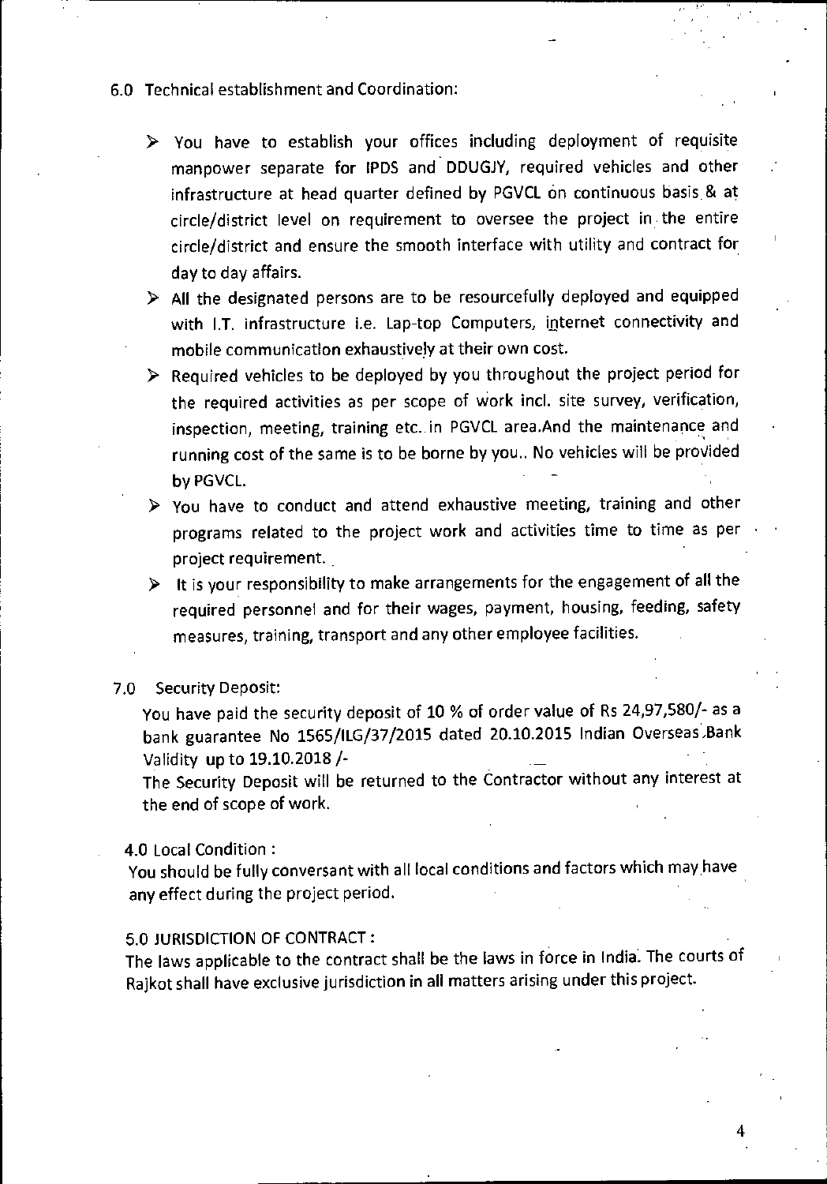6.0 Technical establishment and Coordination:

- You have to establish your offices including deployment of requisite manpower separate for IPDS and DDUGJY, required vehicles and other infrastructure at head quarter defined by PGVCL on continuous basis & at circle/district level on requirement to oversee the project in the entire circle/district and ensure the smooth interface with utility and contract for day to day affairs.
- All the designated persons are to be resourcefully deployed and equipped with I.T. infrastructure i.e. Lap-top Computers, internet connectivity and mobile communication exhaustively at their own cost.
- Required vehicles to be deployed by you throughout the project period for the required activities as per scope of work incl. site survey, verification, inspection, meeting, training etc. in PGVCL area.And the maintenance and running cost of the same is to be borne by you.. No vehicles will be provided by PGVCL.
- You have to conduct and attend exhaustive meeting, training and other programs related to the project work and activities time to time as per project requirement.
- It is your responsibility to make arrangements for the engagement of all the required personnel and for their wages, payment, housing, feeding, safety measures, training, transport and any other employee facilities.

7.0 Security Deposit:

You have paid the security deposit of 10 % of order value of Rs 24,97,580/- as a bank guarantee No 1565/ILG/37/2015 dated 20.10.2015 Indian Overseas Bank Validity up to 19.10.2018 /-

The Security Deposit will be returned to the Contractor without any interest at the end of scope of work.

4.0 Local Condition :

You should be fully conversant with all local conditions and factors which may have any effect during the project period.

5.0 JURISDICTION OF CONTRACT :

The laws applicable to the contract shall be the laws in force in India. The courts of Rajkot shall have exclusive jurisdiction in all matters arising under this project.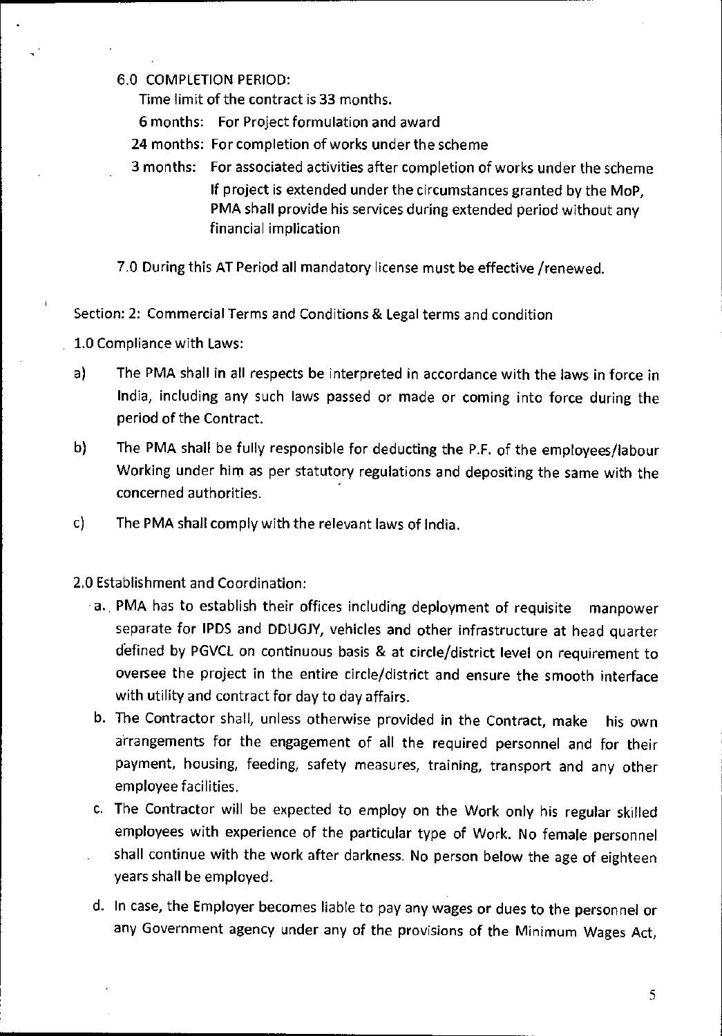6.0 COMPLETION PERIOD:

Time limit of the contract is 33 months.

6 months: For Project formulation and award

24 months: For completion of works under the scheme

3 months: For associated activities after completion of works under the scheme
If project is extended under the circumstances granted by the MoP, PMA shall provide his services during extended period without any financial implication

7.0 During this AT Period all mandatory license must be effective /renewed.

Section: 2: Commercial Terms and Conditions & Legal terms and condition

1.0 Compliance with Laws:

a) The PMA shall in all respects be interpreted in accordance with the laws in force in India, including any such laws passed or made or coming into force during the period of the Contract.

b) The PMA shall be fully responsible for deducting the P.F. of the employees/labour Working under him as per statutory regulations and depositing the same with the concerned authorities.

c) The PMA shall comply with the relevant laws of India.

2.0 Establishment and Coordination:

a. PMA has to establish their offices including deployment of requisite manpower separate for IPDS and DDUGJY, vehicles and other infrastructure at head quarter defined by PGVCL on continuous basis & at circle/district level on requirement to oversee the project in the entire circle/district and ensure the smooth interface with utility and contract for day to day affairs.

b. The Contractor shall, unless otherwise provided in the Contract, make his own arrangements for the engagement of all the required personnel and for their payment, housing, feeding, safety measures, training, transport and any other employee facilities.

c. The Contractor will be expected to employ on the Work only his regular skilled employees with experience of the particular type of Work. No female personnel shall continue with the work after darkness. No person below the age of eighteen years shall be employed.

d. In case, the Employer becomes liable to pay any wages or dues to the personnel or any Government agency under any of the provisions of the Minimum Wages Act,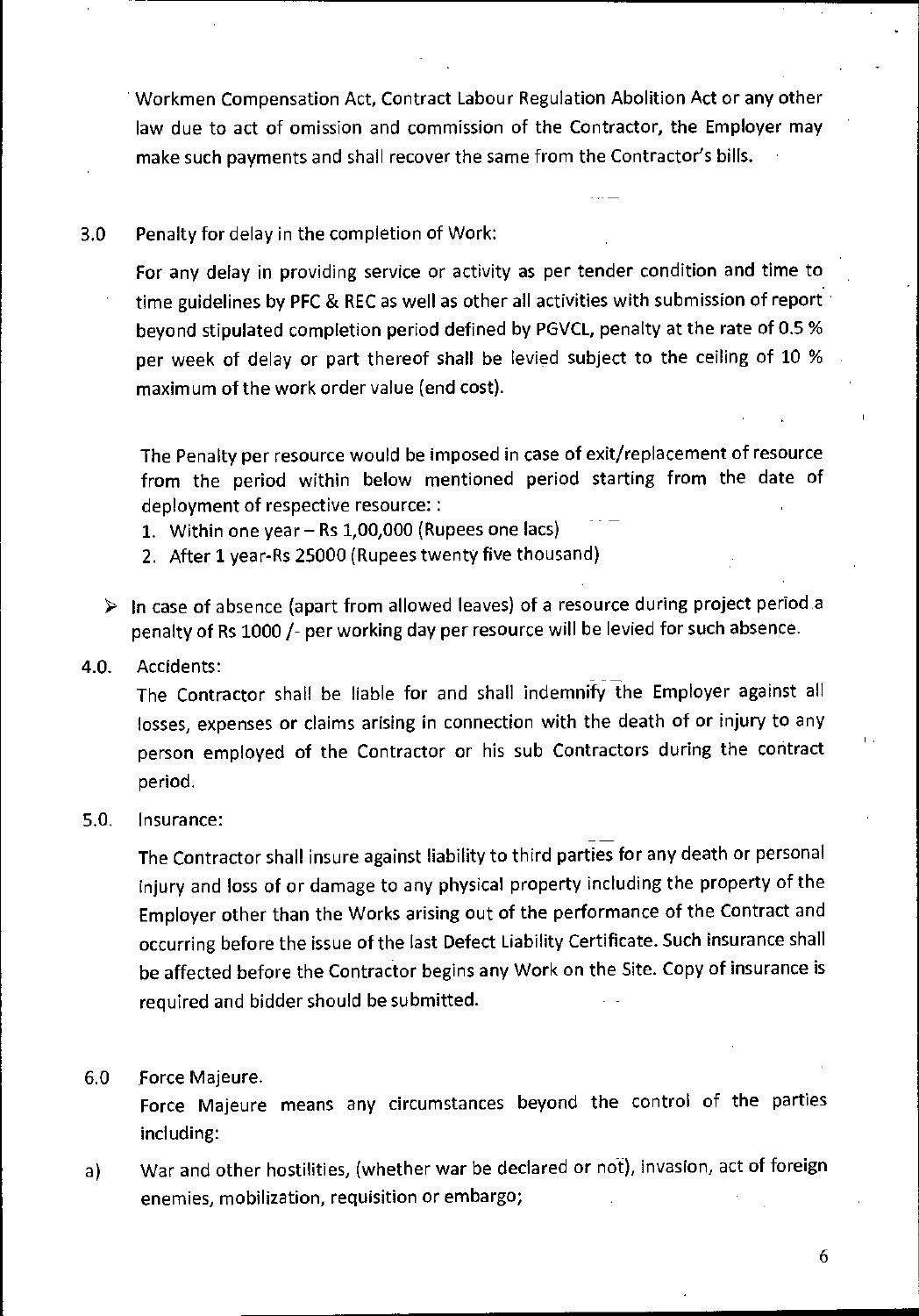Workmen Compensation Act, Contract Labour Regulation Abolition Act or any other law due to act of omission and commission of the Contractor, the Employer may make such payments and shall recover the same from the Contractor's bills.

3.0 Penalty for delay in the completion of Work:

For any delay in providing service or activity as per tender condition and time to time guidelines by PFC & REC as well as other all activities with submission of report beyond stipulated completion period defined by PGVCL, penalty at the rate of 0.5 % per week of delay or part thereof shall be levied subject to the ceiling of 10 % maximum of the work order value (end cost).

The Penalty per resource would be imposed in case of exit/replacement of resource from the period within below mentioned period starting from the date of deployment of respective resource: :

1. Within one year – Rs 1,00,000 (Rupees one lacs)
2. After 1 year-Rs 25000 (Rupees twenty five thousand)

- In case of absence (apart from allowed leaves) of a resource during project period a penalty of Rs 1000 /- per working day per resource will be levied for such absence.

4.0. Accidents:

The Contractor shall be liable for and shall indemnify the Employer against all losses, expenses or claims arising in connection with the death of or injury to any person employed of the Contractor or his sub Contractors during the contract period.

5.0. Insurance:

The Contractor shall insure against liability to third parties for any death or personal injury and loss of or damage to any physical property including the property of the Employer other than the Works arising out of the performance of the Contract and occurring before the issue of the last Defect Liability Certificate. Such insurance shall be affected before the Contractor begins any Work on the Site. **Copy of insurance is required and bidder should be submitted.**

6.0 Force Majeure.

Force Majeure means any circumstances beyond the control of the parties including:

a) War and other hostilities, (whether war be declared or not), invasion, act of foreign enemies, mobilization, requisition or embargo;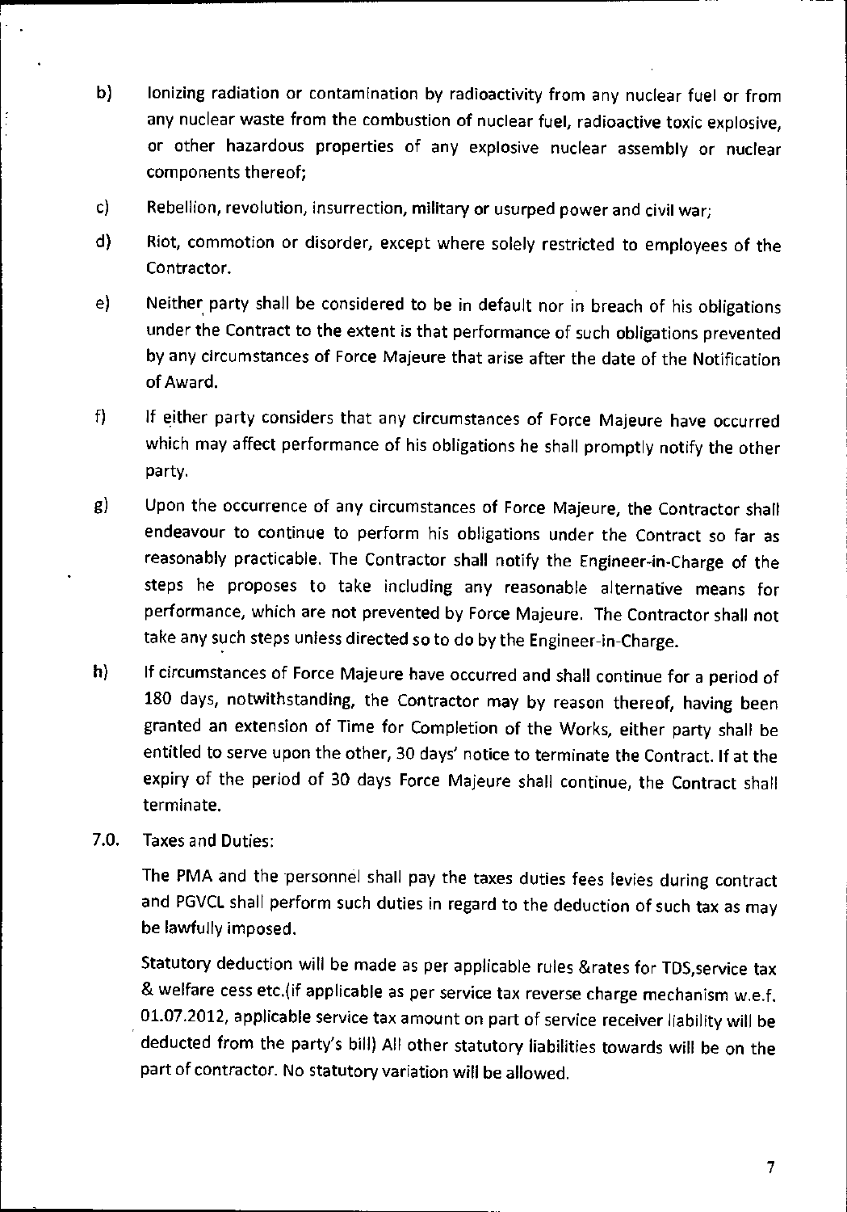b) Ionizing radiation or contamination by radioactivity from any nuclear fuel or from any nuclear waste from the combustion of nuclear fuel, radioactive toxic explosive, or other hazardous properties of any explosive nuclear assembly or nuclear components thereof;

c) Rebellion, revolution, insurrection, military or usurped power and civil war;

d) Riot, commotion or disorder, except where solely restricted to employees of the Contractor.

e) Neither party shall be considered to be in default nor in breach of his obligations under the Contract to the extent is that performance of such obligations prevented by any circumstances of Force Majeure that arise after the date of the Notification of Award.

f) If either party considers that any circumstances of Force Majeure have occurred which may affect performance of his obligations he shall promptly notify the other party.

g) Upon the occurrence of any circumstances of Force Majeure, the Contractor shall endeavour to continue to perform his obligations under the Contract so far as reasonably practicable. The Contractor shall notify the Engineer-in-Charge of the steps he proposes to take including any reasonable alternative means for performance, which are not prevented by Force Majeure. The Contractor shall not take any such steps unless directed so to do by the Engineer-in-Charge.

h) If circumstances of Force Majeure have occurred and shall continue for a period of 180 days, notwithstanding, the Contractor may by reason thereof, having been granted an extension of Time for Completion of the Works, either party shall be entitled to serve upon the other, 30 days' notice to terminate the Contract. If at the expiry of the period of 30 days Force Majeure shall continue, the Contract shall terminate.

7.0. Taxes and Duties:

The PMA and the personnel shall pay the taxes duties fees levies during contract and PGVCL shall perform such duties in regard to the deduction of such tax as may be lawfully imposed.

Statutory deduction will be made as per applicable rules &rates for TDS,service tax & welfare cess etc.(if applicable as per service tax reverse charge mechanism w.e.f. 01.07.2012, applicable service tax amount on part of service receiver liability will be deducted from the party's bill) All other statutory liabilities towards will be on the part of contractor. No statutory variation will be allowed.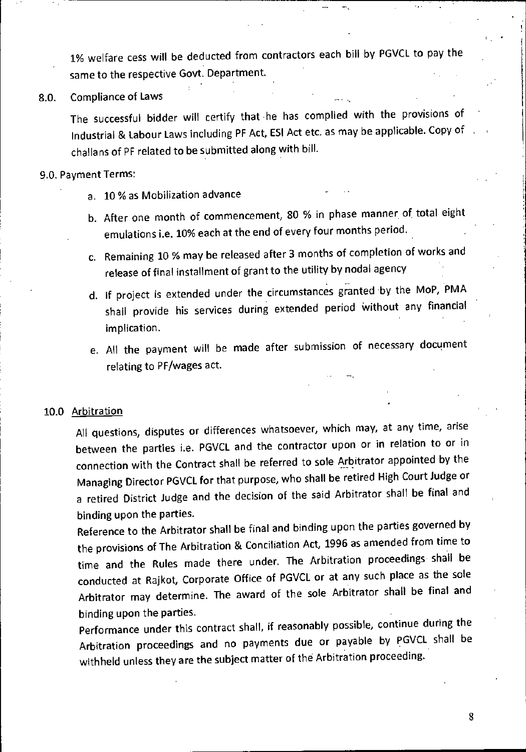1% welfare cess will be deducted from contractors each bill by PGVCL to pay the same to the respective Govt. Department.

## 8.0. Compliance of Laws

The successful bidder will certify that he has complied with the provisions of Industrial & Labour Laws including PF Act, ESI Act etc. as may be applicable. Copy of challans of PF related to be submitted along with bill.

## 9.0. Payment Terms:

a. 10 % as Mobilization advance

b. After one month of commencement, 80 % in phase manner of total eight emulations i.e. 10% each at the end of every four months period.

c. Remaining 10 % may be released after 3 months of completion of works and release of final installment of grant to the utility by nodal agency

d. If project is extended under the circumstances granted by the MoP, PMA shall provide his services during extended period without any financial implication.

e. All the payment will be made after submission of necessary document relating to PF/wages act.

## 10.0 Arbitration

All questions, disputes or differences whatsoever, which may, at any time, arise between the parties i.e. PGVCL and the contractor upon or in relation to or in connection with the Contract shall be referred to sole Arbitrator appointed by the Managing Director PGVCL for that purpose, who shall be retired High Court Judge or a retired District Judge and the decision of the said Arbitrator shall be final and binding upon the parties.

Reference to the Arbitrator shall be final and binding upon the parties governed by the provisions of The Arbitration & Conciliation Act, 1996 as amended from time to time and the Rules made there under. The Arbitration proceedings shall be conducted at Rajkot, Corporate Office of PGVCL or at any such place as the sole Arbitrator may determine. The award of the sole Arbitrator shall be final and binding upon the parties.

Performance under this contract shall, if reasonably possible, continue during the Arbitration proceedings and no payments due or payable by PGVCL shall be withheld unless they are the subject matter of the Arbitration proceeding.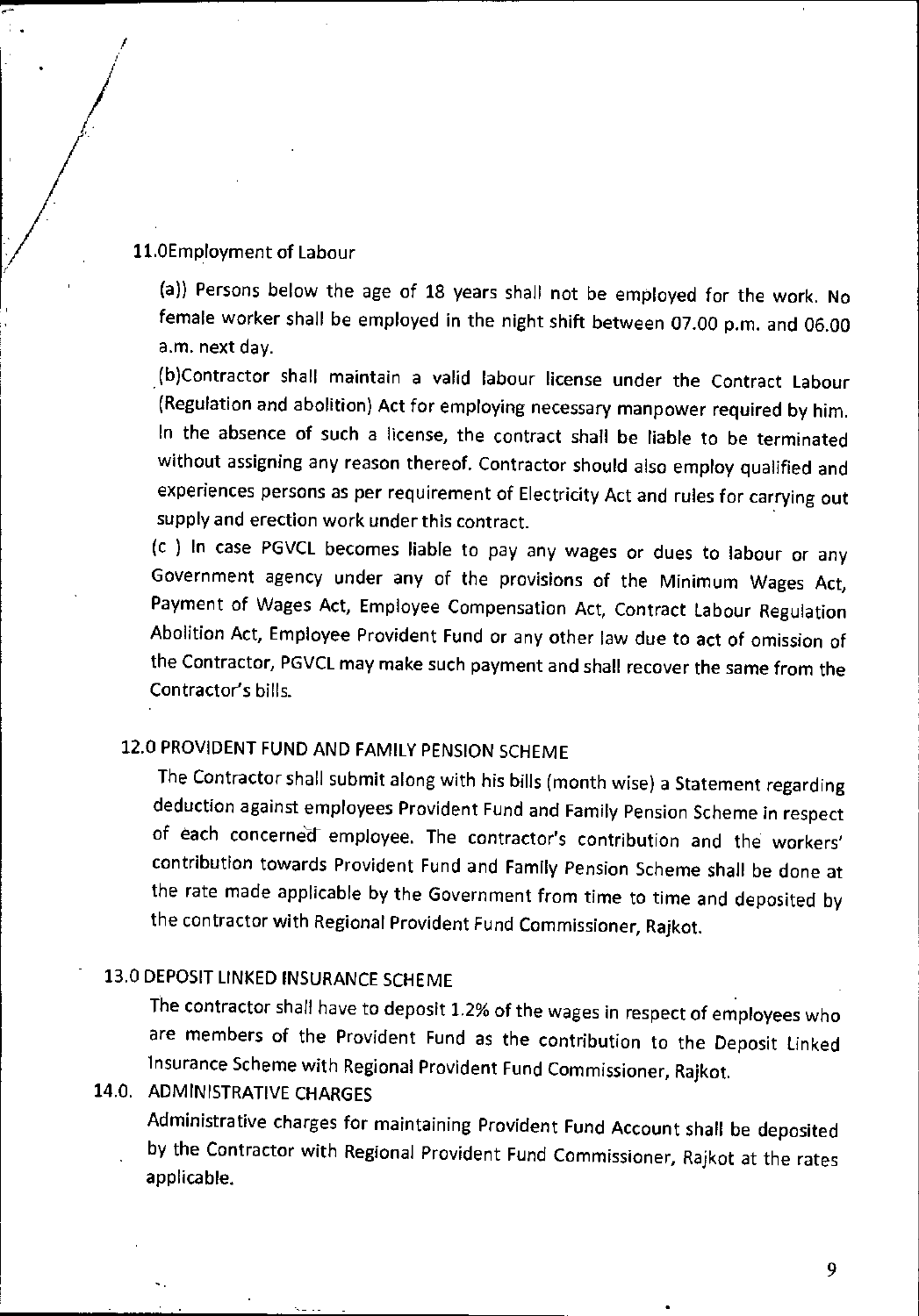## 11.0Employment of Labour

(a)) Persons below the age of 18 years shall not be employed for the work. No female worker shall be employed in the night shift between 07.00 p.m. and 06.00 a.m. next day.

(b)Contractor shall maintain a valid labour license under the Contract Labour (Regulation and abolition) Act for employing necessary manpower required by him. In the absence of such a license, the contract shall be liable to be terminated without assigning any reason thereof. Contractor should also employ qualified and experiences persons as per requirement of Electricity Act and rules for carrying out supply and erection work under this contract.

(c ) In case PGVCL becomes liable to pay any wages or dues to labour or any Government agency under any of the provisions of the Minimum Wages Act, Payment of Wages Act, Employee Compensation Act, Contract Labour Regulation Abolition Act, Employee Provident Fund or any other law due to act of omission of the Contractor, PGVCL may make such payment and shall recover the same from the Contractor's bills.

## 12.0 PROVIDENT FUND AND FAMILY PENSION SCHEME

The Contractor shall submit along with his bills (month wise) a Statement regarding deduction against employees Provident Fund and Family Pension Scheme in respect of each concerned employee. The contractor's contribution and the workers' contribution towards Provident Fund and Family Pension Scheme shall be done at the rate made applicable by the Government from time to time and deposited by the contractor with Regional Provident Fund Commissioner, Rajkot.

## 13.0 DEPOSIT LINKED INSURANCE SCHEME

The contractor shall have to deposit 1.2% of the wages in respect of employees who are members of the Provident Fund as the contribution to the Deposit Linked Insurance Scheme with Regional Provident Fund Commissioner, Rajkot.

## 14.0. ADMINISTRATIVE CHARGES

Administrative charges for maintaining Provident Fund Account shall be deposited by the Contractor with Regional Provident Fund Commissioner, Rajkot at the rates applicable.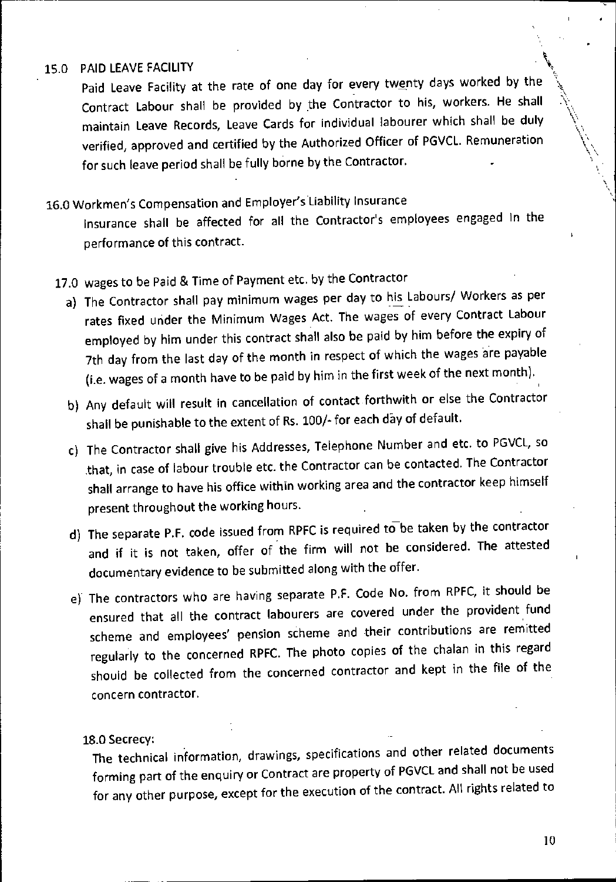## 15.0 PAID LEAVE FACILITY

Paid Leave Facility at the rate of one day for every twenty days worked by the Contract Labour shall be provided by the Contractor to his, workers. He shall maintain Leave Records, Leave Cards for individual labourer which shall be duly verified, approved and certified by the Authorized Officer of PGVCL. Remuneration for such leave period shall be fully borne by the Contractor.

## 16.0 Workmen's Compensation and Employer's Liability Insurance

Insurance shall be affected for all the Contractor's employees engaged in the performance of this contract.

## 17.0 wages to be Paid & Time of Payment etc. by the Contractor

a) The Contractor shall pay minimum wages per day to his Labours/ Workers as per rates fixed under the Minimum Wages Act. The wages of every Contract Labour employed by him under this contract shall also be paid by him before the expiry of 7th day from the last day of the month in respect of which the wages are payable (i.e. wages of a month have to be paid by him in the first week of the next month).

b) Any default will result in cancellation of contact forthwith or else the Contractor shall be punishable to the extent of Rs. 100/- for each day of default.

c) The Contractor shall give his Addresses, Telephone Number and etc. to PGVCL, so that, in case of labour trouble etc. the Contractor can be contacted. The Contractor shall arrange to have his office within working area and the contractor keep himself present throughout the working hours.

d) The separate P.F. code issued from RPFC is required to be taken by the contractor and if it is not taken, offer of the firm will not be considered. The attested documentary evidence to be submitted along with the offer.

e) The contractors who are having separate P.F. Code No. from RPFC, it should be ensured that all the contract labourers are covered under the provident fund scheme and employees' pension scheme and their contributions are remitted regularly to the concerned RPFC. The photo copies of the chalan in this regard should be collected from the concerned contractor and kept in the file of the concern contractor.

## 18.0 Secrecy:

The technical information, drawings, specifications and other related documents forming part of the enquiry or Contract are property of PGVCL and shall not be used for any other purpose, except for the execution of the contract. All rights related to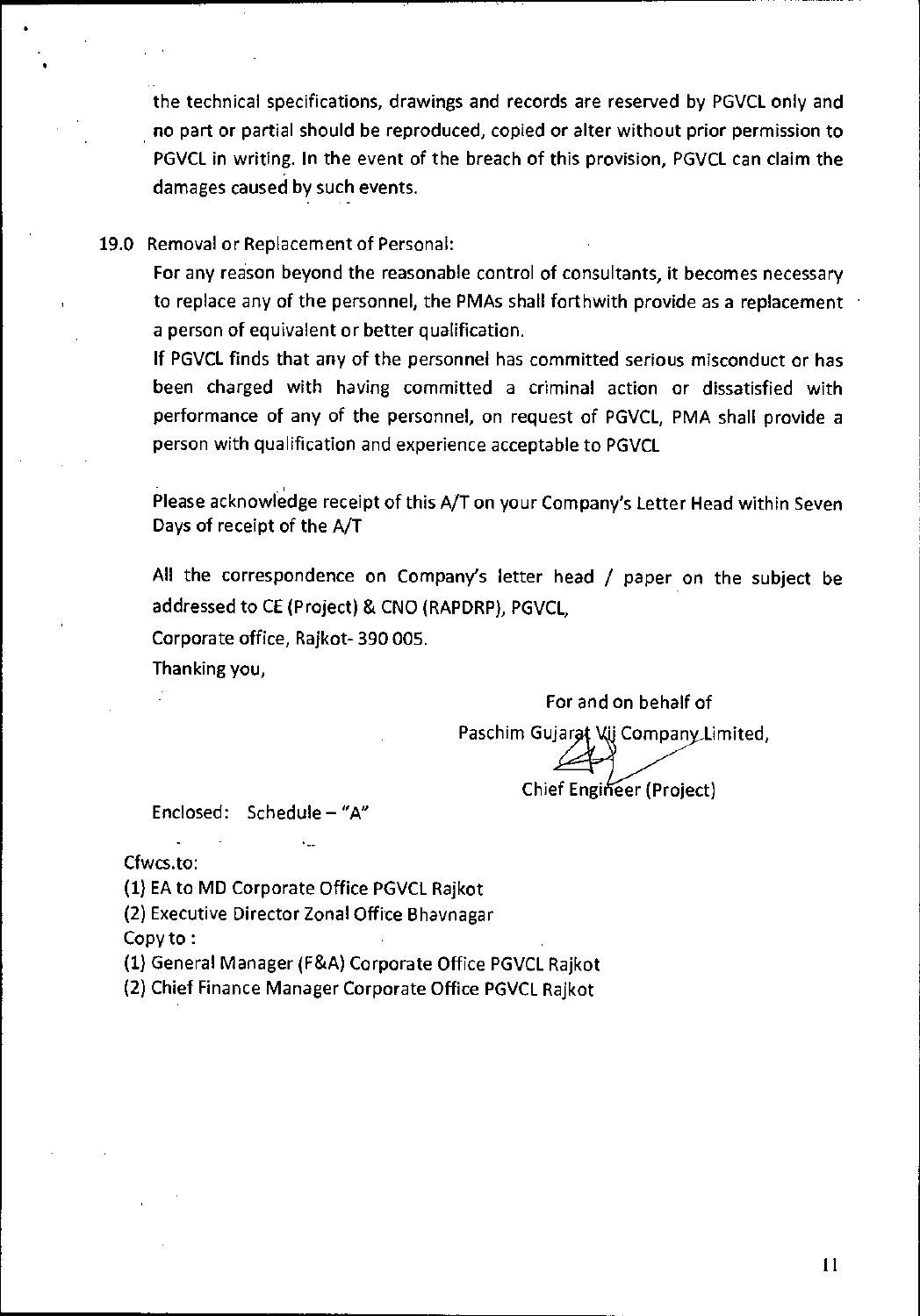the technical specifications, drawings and records are reserved by PGVCL only and no part or partial should be reproduced, copied or alter without prior permission to PGVCL in writing. In the event of the breach of this provision, PGVCL can claim the damages caused by such events.

19.0 Removal or Replacement of Personal:

For any reason beyond the reasonable control of consultants, it becomes necessary to replace any of the personnel, the PMAs shall forthwith provide as a replacement a person of equivalent or better qualification.

If PGVCL finds that any of the personnel has committed serious misconduct or has been charged with having committed a criminal action or dissatisfied with performance of any of the personnel, on request of PGVCL, PMA shall provide a person with qualification and experience acceptable to PGVCL

Please acknowledge receipt of this A/T on your Company's Letter Head within Seven Days of receipt of the A/T

All the correspondence on Company's letter head / paper on the subject be addressed to CE (Project) & CNO (RAPDRP), PGVCL,

Corporate office, Rajkot- 390 005.

Thanking you,

For and on behalf of

Paschim Gujarat Vij Company Limited,

Chief Engineer (Project)

Enclosed: Schedule – "A"

Cfwcs.to:

(1) EA to MD Corporate Office PGVCL Rajkot

(2) Executive Director Zonal Office Bhavnagar

Copy to :

(1) General Manager (F&A) Corporate Office PGVCL Rajkot

(2) Chief Finance Manager Corporate Office PGVCL Rajkot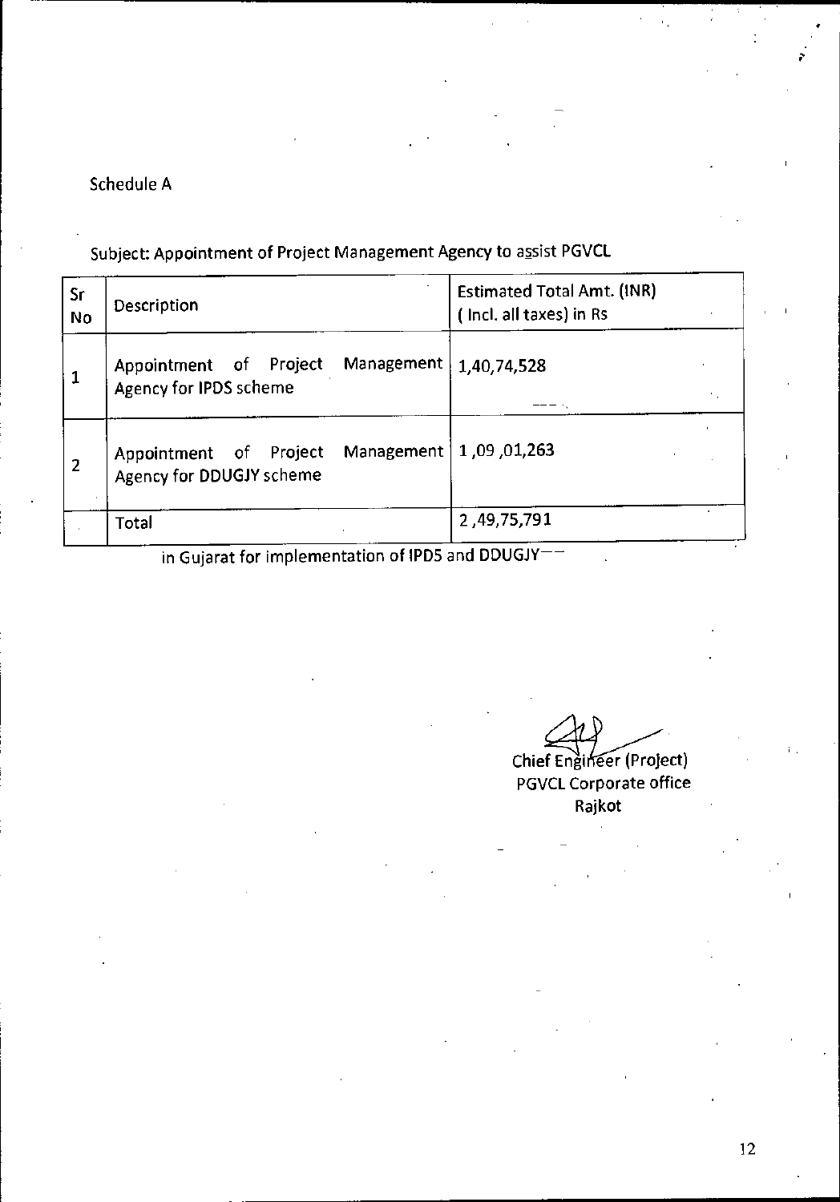Schedule A

Subject: Appointment of Project Management Agency to assist PGVCL

| Sr No | Description | Estimated Total Amt. (INR) ( Incl. all taxes) in Rs |
|---|---|---|
| 1 | Appointment of Project Management Agency for IPDS scheme | 1,40,74,528 |
| 2 | Appointment of Project Management Agency for DDUGJY scheme | 1 ,09 ,01,263 |
| | Total | 2 ,49,75,791 |

in Gujarat for implementation of IPDS and DDUGJY

Chief Engineer (Project)
PGVCL Corporate office
Rajkot